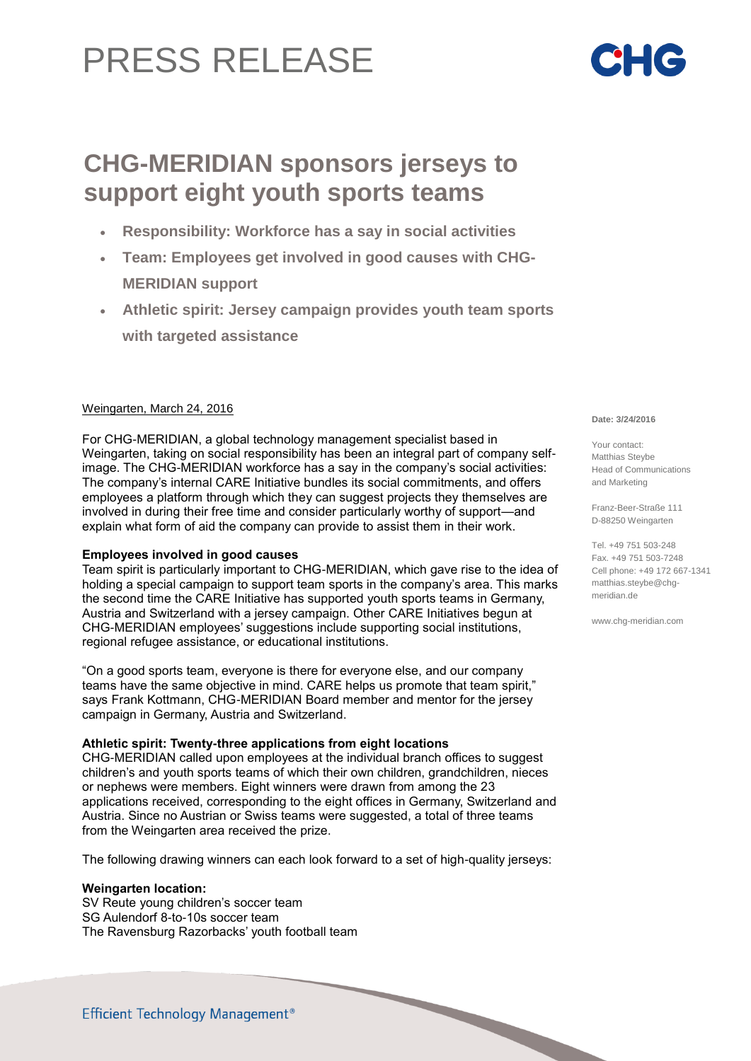# PRESS RELEASE

## CHG-MERIDIAN sponsors jerseys to support eight youth sports teams

- **Responsibility: Workforce has a say in social activities**
- **Team: Employees get involved in good causes with CHG-MERIDIAN support**
- **Athletic spirit: Jersey campaign provides youth team sports with targeted assistance**

Date: 3/24/2016

Your contact:
Matthias Steybe
Head of Communications and Marketing

Franz-Beer-Straße 111
D-88250 Weingarten

Tel. +49 751 503-248
Fax. +49 751 503-7248
Cell phone: +49 172 667-1341
matthias.steybe@chg-meridian.de

www.chg-meridian.com

Weingarten, March 24, 2016

For CHG-MERIDIAN, a global technology management specialist based in Weingarten, taking on social responsibility has been an integral part of company self-image. The CHG-MERIDIAN workforce has a say in the company's social activities: The company's internal CARE Initiative bundles its social commitments, and offers employees a platform through which they can suggest projects they themselves are involved in during their free time and consider particularly worthy of support—and explain what form of aid the company can provide to assist them in their work.

**Employees involved in good causes**

Team spirit is particularly important to CHG-MERIDIAN, which gave rise to the idea of holding a special campaign to support team sports in the company's area. This marks the second time the CARE Initiative has supported youth sports teams in Germany, Austria and Switzerland with a jersey campaign. Other CARE Initiatives begun at CHG-MERIDIAN employees' suggestions include supporting social institutions, regional refugee assistance, or educational institutions.

"On a good sports team, everyone is there for everyone else, and our company teams have the same objective in mind. CARE helps us promote that team spirit," says Frank Kottmann, CHG-MERIDIAN Board member and mentor for the jersey campaign in Germany, Austria and Switzerland.

**Athletic spirit: Twenty-three applications from eight locations**

CHG-MERIDIAN called upon employees at the individual branch offices to suggest children's and youth sports teams of which their own children, grandchildren, nieces or nephews were members. Eight winners were drawn from among the 23 applications received, corresponding to the eight offices in Germany, Switzerland and Austria. Since no Austrian or Swiss teams were suggested, a total of three teams from the Weingarten area received the prize.

The following drawing winners can each look forward to a set of high-quality jerseys:

**Weingarten location:**
SV Reute young children's soccer team
SG Aulendorf 8-to-10s soccer team
The Ravensburg Razorbacks' youth football team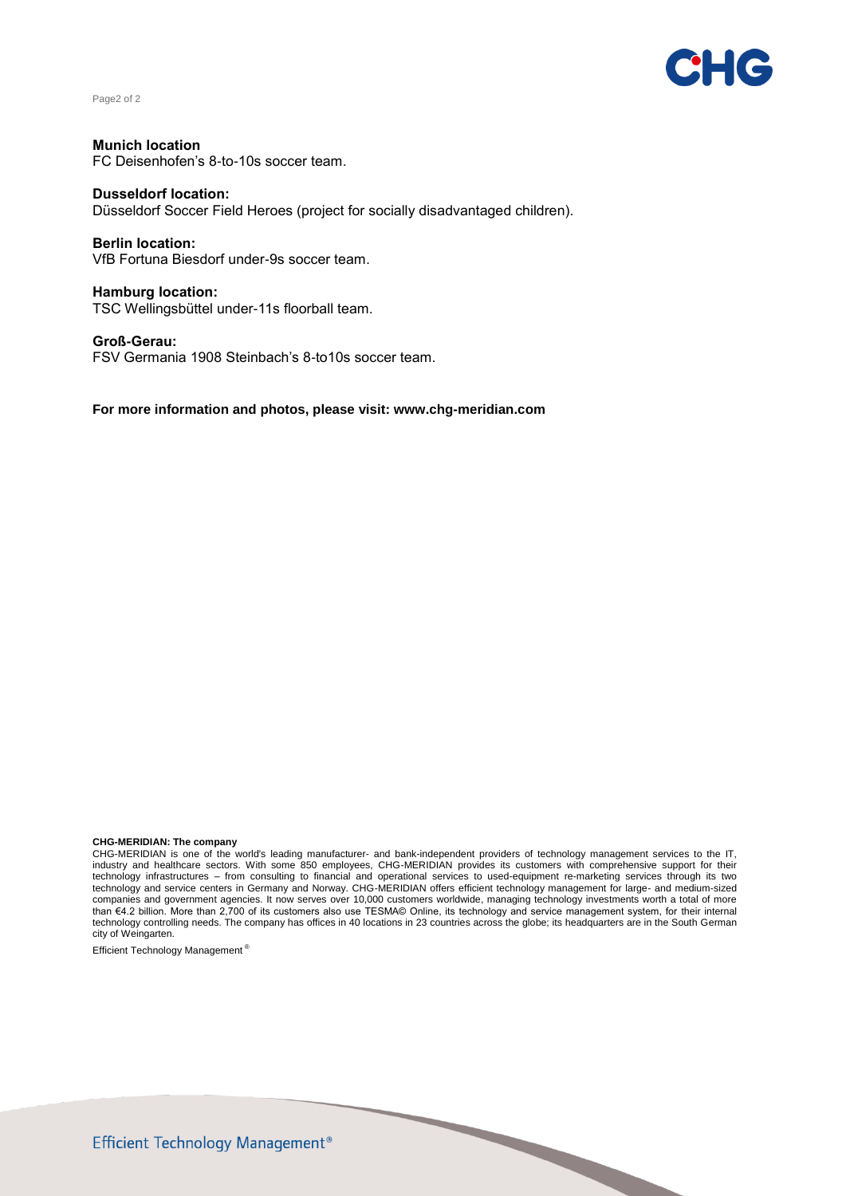**Munich location**
FC Deisenhofen's 8-to-10s soccer team.

**Dusseldorf location:**
Düsseldorf Soccer Field Heroes (project for socially disadvantaged children).

**Berlin location:**
VfB Fortuna Biesdorf under-9s soccer team.

**Hamburg location:**
TSC Wellingsbüttel under-11s floorball team.

**Groß-Gerau:**
FSV Germania 1908 Steinbach's 8-to10s soccer team.

**For more information and photos, please visit: www.chg-meridian.com**

**CHG-MERIDIAN: The company**

CHG-MERIDIAN is one of the world's leading manufacturer- and bank-independent providers of technology management services to the IT, industry and healthcare sectors. With some 850 employees, CHG-MERIDIAN provides its customers with comprehensive support for their technology infrastructures – from consulting to financial and operational services to used-equipment re-marketing services through its two technology and service centers in Germany and Norway. CHG-MERIDIAN offers efficient technology management for large- and medium-sized companies and government agencies. It now serves over 10,000 customers worldwide, managing technology investments worth a total of more than €4.2 billion. More than 2,700 of its customers also use TESMA© Online, its technology and service management system, for their internal technology controlling needs. The company has offices in 40 locations in 23 countries across the globe; its headquarters are in the South German city of Weingarten.

Efficient Technology Management®